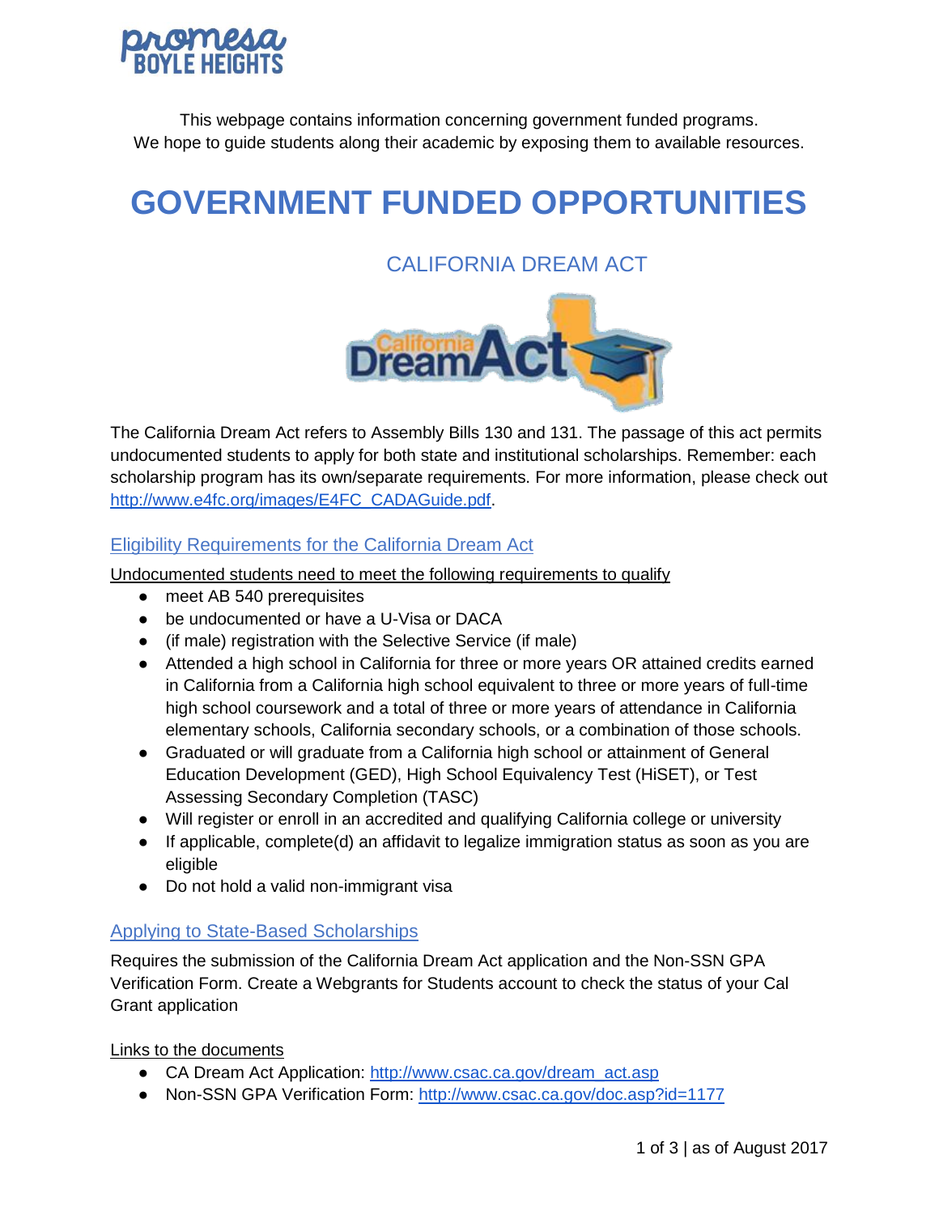This webpage contains information concerning government funded programs.
We hope to guide students along their academic by exposing them to available resources.

# GOVERNMENT FUNDED OPPORTUNITIES

## CALIFORNIA DREAM ACT

The California Dream Act refers to Assembly Bills 130 and 131. The passage of this act permits undocumented students to apply for both state and institutional scholarships. Remember: each scholarship program has its own/separate requirements. For more information, please check out http://www.e4fc.org/images/E4FC_CADAGuide.pdf.

### Eligibility Requirements for the California Dream Act

Undocumented students need to meet the following requirements to qualify

- meet AB 540 prerequisites
- be undocumented or have a U-Visa or DACA
- (if male) registration with the Selective Service (if male)
- Attended a high school in California for three or more years OR attained credits earned in California from a California high school equivalent to three or more years of full-time high school coursework and a total of three or more years of attendance in California elementary schools, California secondary schools, or a combination of those schools.
- Graduated or will graduate from a California high school or attainment of General Education Development (GED), High School Equivalency Test (HiSET), or Test Assessing Secondary Completion (TASC)
- Will register or enroll in an accredited and qualifying California college or university
- If applicable, complete(d) an affidavit to legalize immigration status as soon as you are eligible
- Do not hold a valid non-immigrant visa

### Applying to State-Based Scholarships

Requires the submission of the California Dream Act application and the Non-SSN GPA Verification Form. Create a Webgrants for Students account to check the status of your Cal Grant application

Links to the documents

- CA Dream Act Application: http://www.csac.ca.gov/dream_act.asp
- Non-SSN GPA Verification Form: http://www.csac.ca.gov/doc.asp?id=1177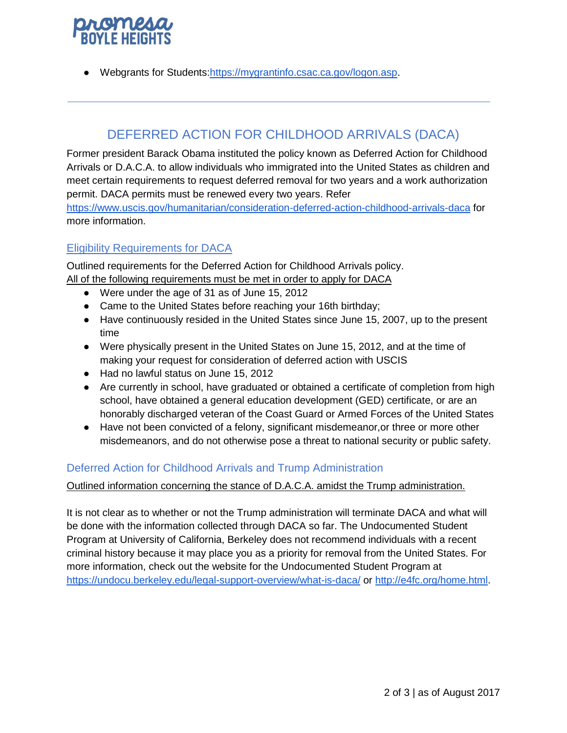- Webgrants for Students:[https://mygrantinfo.csac.ca.gov/logon.asp](https://mygrantinfo.csac.ca.gov/logon.asp).

---

## DEFERRED ACTION FOR CHILDHOOD ARRIVALS (DACA)

Former president Barack Obama instituted the policy known as Deferred Action for Childhood Arrivals or D.A.C.A. to allow individuals who immigrated into the United States as children and meet certain requirements to request deferred removal for two years and a work authorization permit. DACA permits must be renewed every two years. Refer [https://www.uscis.gov/humanitarian/consideration-deferred-action-childhood-arrivals-daca](https://www.uscis.gov/humanitarian/consideration-deferred-action-childhood-arrivals-daca) for more information.

### Eligibility Requirements for DACA

Outlined requirements for the Deferred Action for Childhood Arrivals policy.
All of the following requirements must be met in order to apply for DACA

- Were under the age of 31 as of June 15, 2012
- Came to the United States before reaching your 16th birthday;
- Have continuously resided in the United States since June 15, 2007, up to the present time
- Were physically present in the United States on June 15, 2012, and at the time of making your request for consideration of deferred action with USCIS
- Had no lawful status on June 15, 2012
- Are currently in school, have graduated or obtained a certificate of completion from high school, have obtained a general education development (GED) certificate, or are an honorably discharged veteran of the Coast Guard or Armed Forces of the United States
- Have not been convicted of a felony, significant misdemeanor,or three or more other misdemeanors, and do not otherwise pose a threat to national security or public safety.

### Deferred Action for Childhood Arrivals and Trump Administration

Outlined information concerning the stance of D.A.C.A. amidst the Trump administration.

It is not clear as to whether or not the Trump administration will terminate DACA and what will be done with the information collected through DACA so far. The Undocumented Student Program at University of California, Berkeley does not recommend individuals with a recent criminal history because it may place you as a priority for removal from the United States. For more information, check out the website for the Undocumented Student Program at [https://undocu.berkeley.edu/legal-support-overview/what-is-daca/](https://undocu.berkeley.edu/legal-support-overview/what-is-daca/) or [http://e4fc.org/home.html](http://e4fc.org/home.html).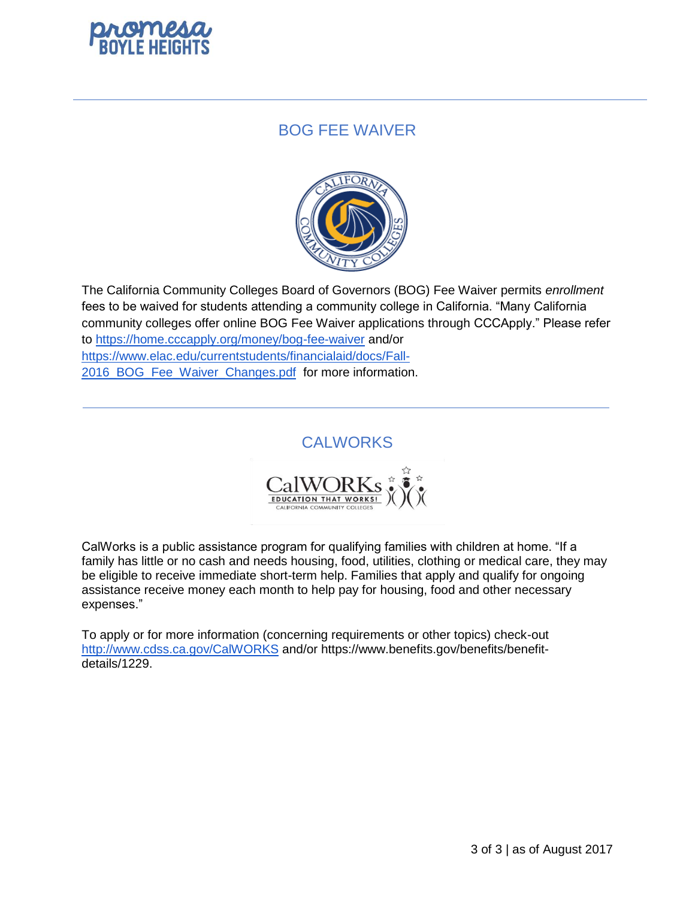## BOG FEE WAIVER

The California Community Colleges Board of Governors (BOG) Fee Waiver permits *enrollment* fees to be waived for students attending a community college in California. "Many California community colleges offer online BOG Fee Waiver applications through CCCApply." Please refer to https://home.cccapply.org/money/bog-fee-waiver and/or https://www.elac.edu/currentstudents/financialaid/docs/Fall-2016_BOG_Fee_Waiver_Changes.pdf for more information.

## CALWORKS

CalWorks is a public assistance program for qualifying families with children at home. "If a family has little or no cash and needs housing, food, utilities, clothing or medical care, they may be eligible to receive immediate short-term help. Families that apply and qualify for ongoing assistance receive money each month to help pay for housing, food and other necessary expenses."

To apply or for more information (concerning requirements or other topics) check-out http://www.cdss.ca.gov/CalWORKS and/or https://www.benefits.gov/benefits/benefit-details/1229.